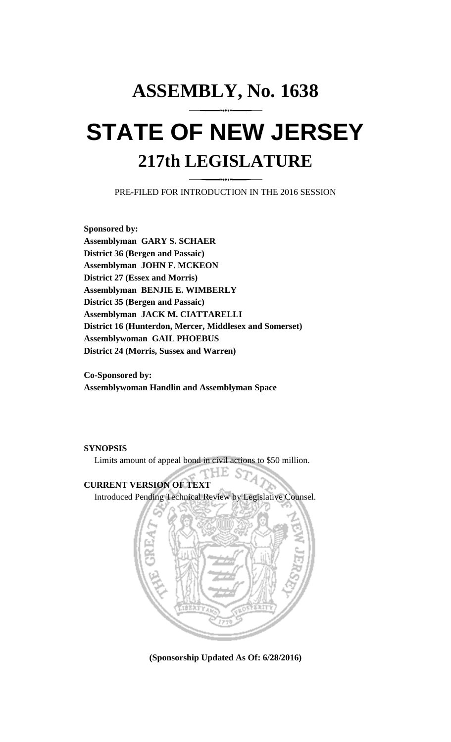# ASSEMBLY, No. 1638

# STATE OF NEW JERSEY

## 217th LEGISLATURE

PRE-FILED FOR INTRODUCTION IN THE 2016 SESSION

**Sponsored by:**
**Assemblyman GARY S. SCHAER**
**District 36 (Bergen and Passaic)**
**Assemblyman JOHN F. MCKEON**
**District 27 (Essex and Morris)**
**Assemblyman BENJIE E. WIMBERLY**
**District 35 (Bergen and Passaic)**
**Assemblyman JACK M. CIATTARELLI**
**District 16 (Hunterdon, Mercer, Middlesex and Somerset)**
**Assemblywoman GAIL PHOEBUS**
**District 24 (Morris, Sussex and Warren)**

**Co-Sponsored by:**
**Assemblywoman Handlin and Assemblyman Space**

**SYNOPSIS**

Limits amount of appeal bond in civil actions to $50 million.

**CURRENT VERSION OF TEXT**

Introduced Pending Technical Review by Legislative Counsel.

**(Sponsorship Updated As Of: 6/28/2016)**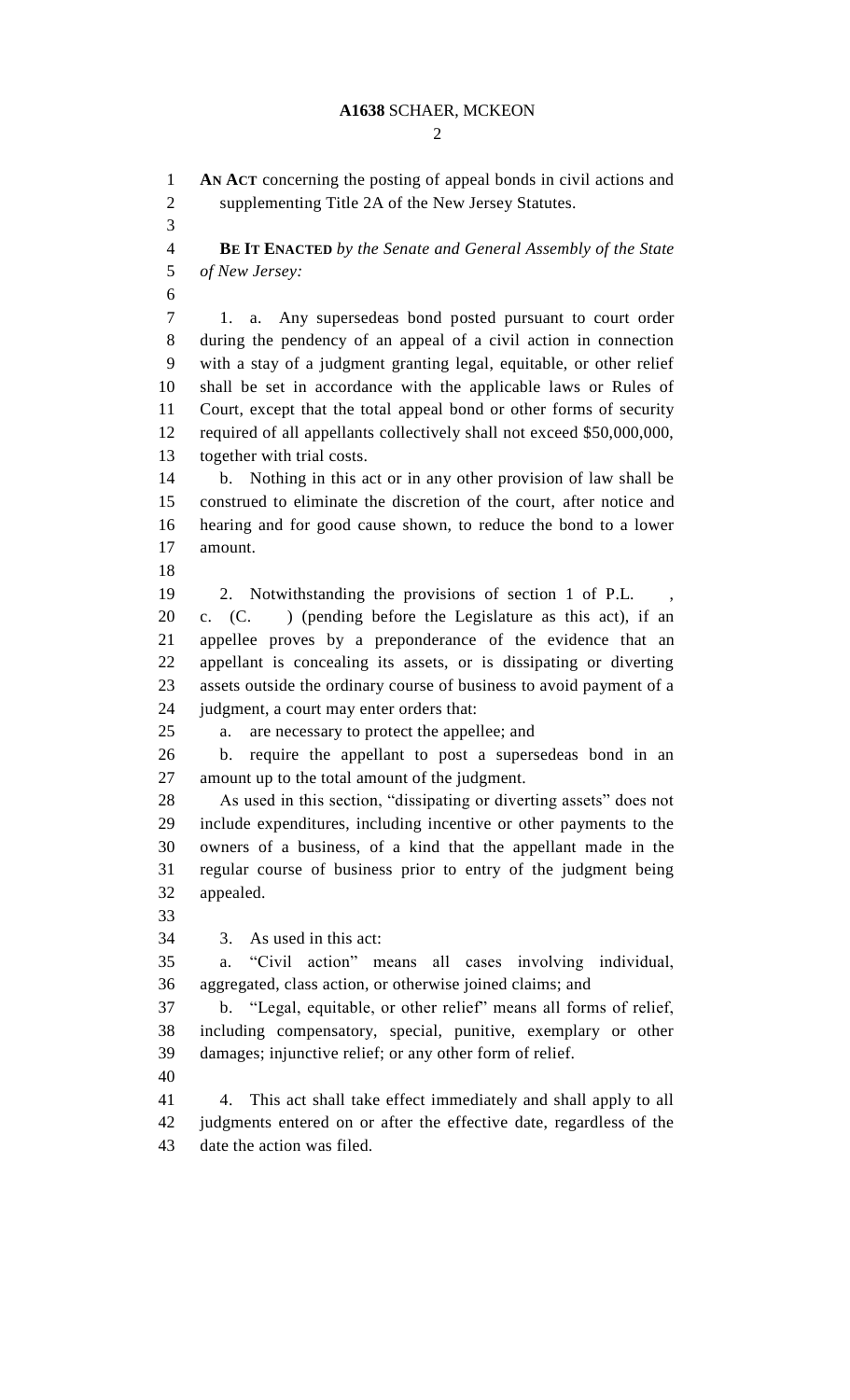**AN ACT** concerning the posting of appeal bonds in civil actions and supplementing Title 2A of the New Jersey Statutes.

**BE IT ENACTED** *by the Senate and General Assembly of the State of New Jersey:*

1. a. Any supersedeas bond posted pursuant to court order during the pendency of an appeal of a civil action in connection with a stay of a judgment granting legal, equitable, or other relief shall be set in accordance with the applicable laws or Rules of Court, except that the total appeal bond or other forms of security required of all appellants collectively shall not exceed $50,000,000, together with trial costs.

b. Nothing in this act or in any other provision of law shall be construed to eliminate the discretion of the court, after notice and hearing and for good cause shown, to reduce the bond to a lower amount.

2. Notwithstanding the provisions of section 1 of P.L. , c. (C. ) (pending before the Legislature as this act), if an appellee proves by a preponderance of the evidence that an appellant is concealing its assets, or is dissipating or diverting assets outside the ordinary course of business to avoid payment of a judgment, a court may enter orders that:

a. are necessary to protect the appellee; and

b. require the appellant to post a supersedeas bond in an amount up to the total amount of the judgment.

As used in this section, "dissipating or diverting assets" does not include expenditures, including incentive or other payments to the owners of a business, of a kind that the appellant made in the regular course of business prior to entry of the judgment being appealed.

3. As used in this act:

a. "Civil action" means all cases involving individual, aggregated, class action, or otherwise joined claims; and

b. "Legal, equitable, or other relief" means all forms of relief, including compensatory, special, punitive, exemplary or other damages; injunctive relief; or any other form of relief.

4. This act shall take effect immediately and shall apply to all judgments entered on or after the effective date, regardless of the date the action was filed.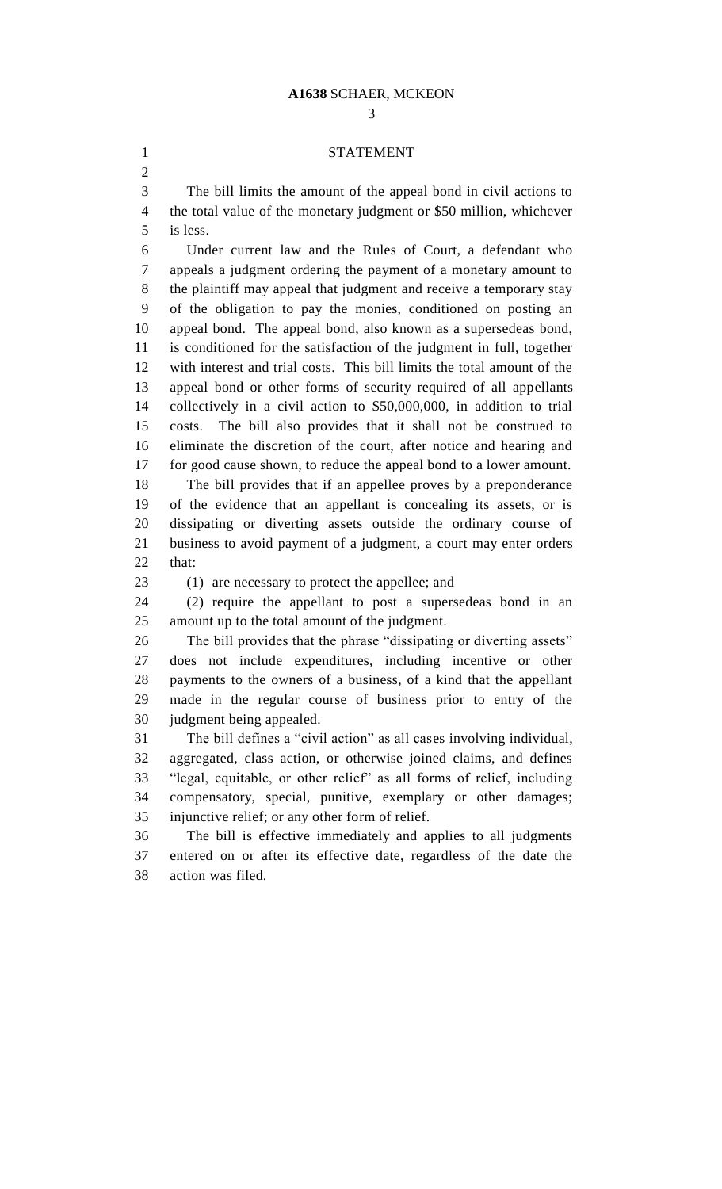# STATEMENT

The bill limits the amount of the appeal bond in civil actions to the total value of the monetary judgment or $50 million, whichever is less.

Under current law and the Rules of Court, a defendant who appeals a judgment ordering the payment of a monetary amount to the plaintiff may appeal that judgment and receive a temporary stay of the obligation to pay the monies, conditioned on posting an appeal bond. The appeal bond, also known as a supersedeas bond, is conditioned for the satisfaction of the judgment in full, together with interest and trial costs. This bill limits the total amount of the appeal bond or other forms of security required of all appellants collectively in a civil action to $50,000,000, in addition to trial costs. The bill also provides that it shall not be construed to eliminate the discretion of the court, after notice and hearing and for good cause shown, to reduce the appeal bond to a lower amount.

The bill provides that if an appellee proves by a preponderance of the evidence that an appellant is concealing its assets, or is dissipating or diverting assets outside the ordinary course of business to avoid payment of a judgment, a court may enter orders that:

(1) are necessary to protect the appellee; and

(2) require the appellant to post a supersedeas bond in an amount up to the total amount of the judgment.

The bill provides that the phrase "dissipating or diverting assets" does not include expenditures, including incentive or other payments to the owners of a business, of a kind that the appellant made in the regular course of business prior to entry of the judgment being appealed.

The bill defines a "civil action" as all cases involving individual, aggregated, class action, or otherwise joined claims, and defines "legal, equitable, or other relief" as all forms of relief, including compensatory, special, punitive, exemplary or other damages; injunctive relief; or any other form of relief.

The bill is effective immediately and applies to all judgments entered on or after its effective date, regardless of the date the action was filed.